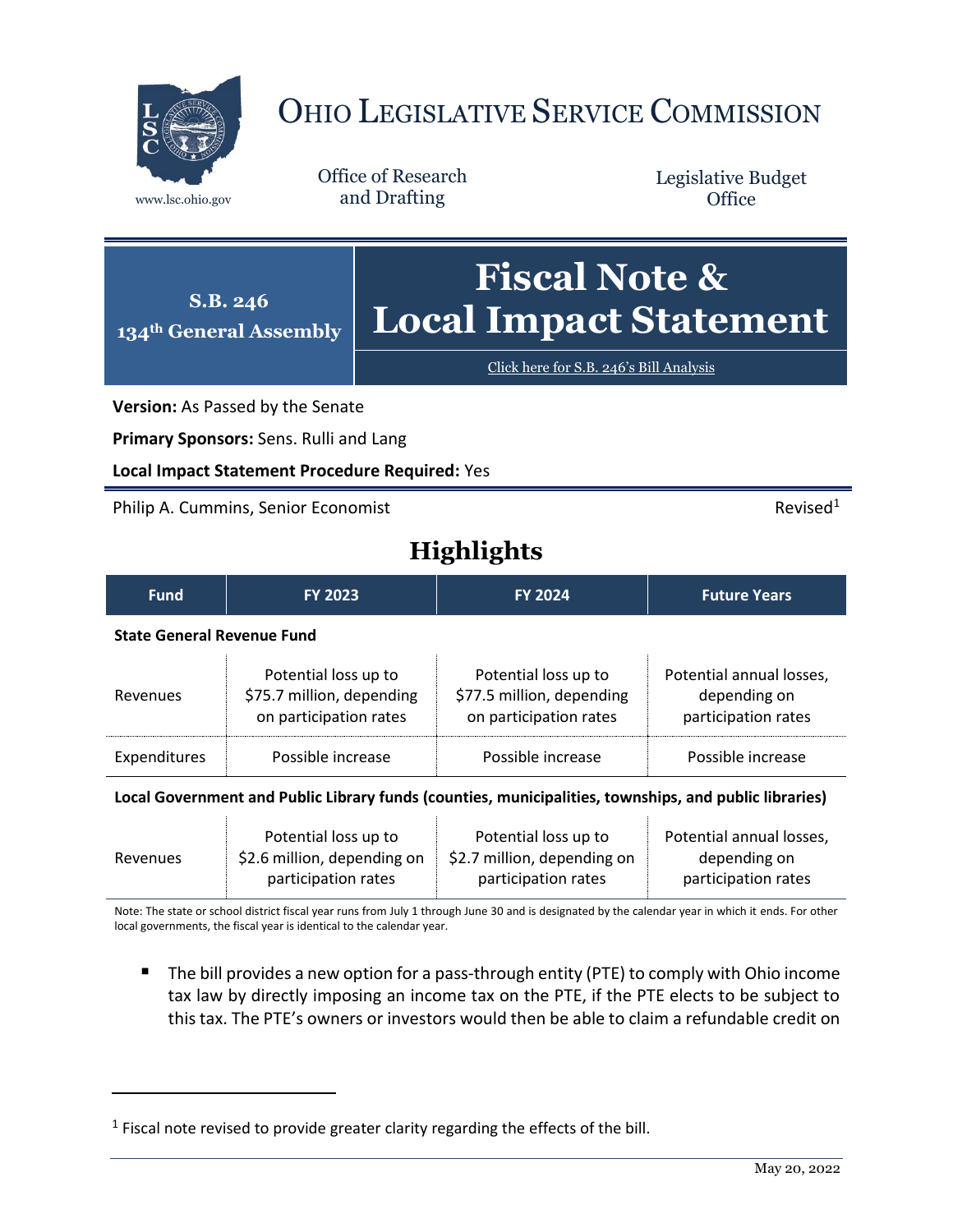# Ohio Legislative Service Commission

www.lsc.ohio.gov

Office of Research and Drafting

Legislative Budget Office

**S.B. 246**
**134th General Assembly**

# Fiscal Note & Local Impact Statement

Click here for S.B. 246's Bill Analysis

**Version:** As Passed by the Senate

**Primary Sponsors:** Sens. Rulli and Lang

**Local Impact Statement Procedure Required:** Yes

Philip A. Cummins, Senior Economist

Revised[1]

## Highlights

| Fund | FY 2023 | FY 2024 | Future Years |
|---|---|---|---|
| **State General Revenue Fund** | | | |
| Revenues | Potential loss up to $75.7 million, depending on participation rates | Potential loss up to $77.5 million, depending on participation rates | Potential annual losses, depending on participation rates |
| Expenditures | Possible increase | Possible increase | Possible increase |
| **Local Government and Public Library funds (counties, municipalities, townships, and public libraries)** | | | |
| Revenues | Potential loss up to $2.6 million, depending on participation rates | Potential loss up to $2.7 million, depending on participation rates | Potential annual losses, depending on participation rates |

Note: The state or school district fiscal year runs from July 1 through June 30 and is designated by the calendar year in which it ends. For other local governments, the fiscal year is identical to the calendar year.

- The bill provides a new option for a pass-through entity (PTE) to comply with Ohio income tax law by directly imposing an income tax on the PTE, if the PTE elects to be subject to this tax. The PTE's owners or investors would then be able to claim a refundable credit on

[1] Fiscal note revised to provide greater clarity regarding the effects of the bill.

May 20, 2022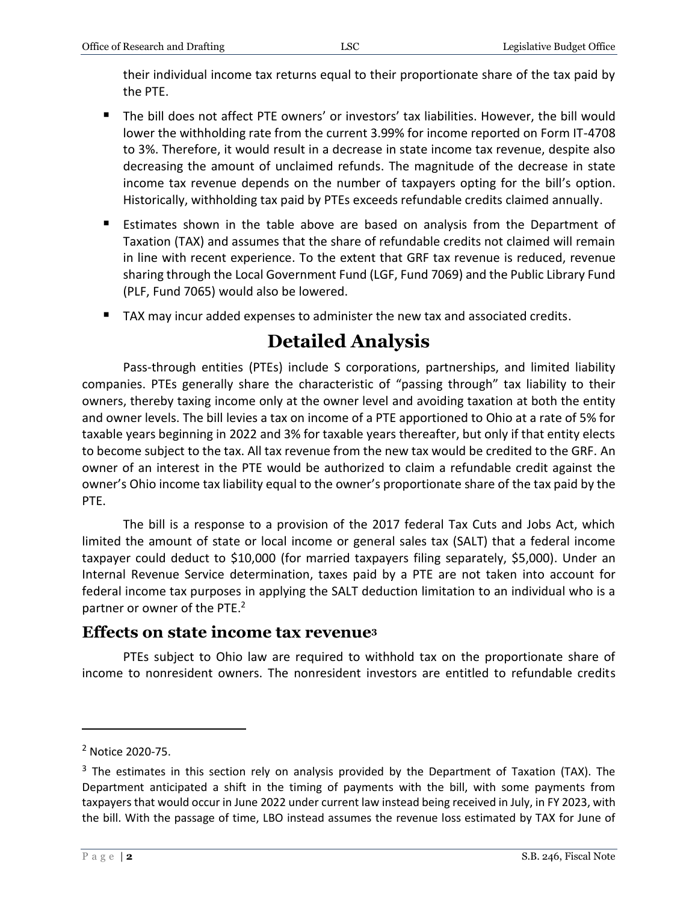their individual income tax returns equal to their proportionate share of the tax paid by the PTE.

- The bill does not affect PTE owners' or investors' tax liabilities. However, the bill would lower the withholding rate from the current 3.99% for income reported on Form IT-4708 to 3%. Therefore, it would result in a decrease in state income tax revenue, despite also decreasing the amount of unclaimed refunds. The magnitude of the decrease in state income tax revenue depends on the number of taxpayers opting for the bill's option. Historically, withholding tax paid by PTEs exceeds refundable credits claimed annually.
- Estimates shown in the table above are based on analysis from the Department of Taxation (TAX) and assumes that the share of refundable credits not claimed will remain in line with recent experience. To the extent that GRF tax revenue is reduced, revenue sharing through the Local Government Fund (LGF, Fund 7069) and the Public Library Fund (PLF, Fund 7065) would also be lowered.
- TAX may incur added expenses to administer the new tax and associated credits.

# Detailed Analysis

Pass-through entities (PTEs) include S corporations, partnerships, and limited liability companies. PTEs generally share the characteristic of "passing through" tax liability to their owners, thereby taxing income only at the owner level and avoiding taxation at both the entity and owner levels. The bill levies a tax on income of a PTE apportioned to Ohio at a rate of 5% for taxable years beginning in 2022 and 3% for taxable years thereafter, but only if that entity elects to become subject to the tax. All tax revenue from the new tax would be credited to the GRF. An owner of an interest in the PTE would be authorized to claim a refundable credit against the owner's Ohio income tax liability equal to the owner's proportionate share of the tax paid by the PTE.

The bill is a response to a provision of the 2017 federal Tax Cuts and Jobs Act, which limited the amount of state or local income or general sales tax (SALT) that a federal income taxpayer could deduct to $10,000 (for married taxpayers filing separately, $5,000). Under an Internal Revenue Service determination, taxes paid by a PTE are not taken into account for federal income tax purposes in applying the SALT deduction limitation to an individual who is a partner or owner of the PTE.[2]

## Effects on state income tax revenue[3]

PTEs subject to Ohio law are required to withhold tax on the proportionate share of income to nonresident owners. The nonresident investors are entitled to refundable credits

---

[2] Notice 2020-75.

[3] The estimates in this section rely on analysis provided by the Department of Taxation (TAX). The Department anticipated a shift in the timing of payments with the bill, with some payments from taxpayers that would occur in June 2022 under current law instead being received in July, in FY 2023, with the bill. With the passage of time, LBO instead assumes the revenue loss estimated by TAX for June of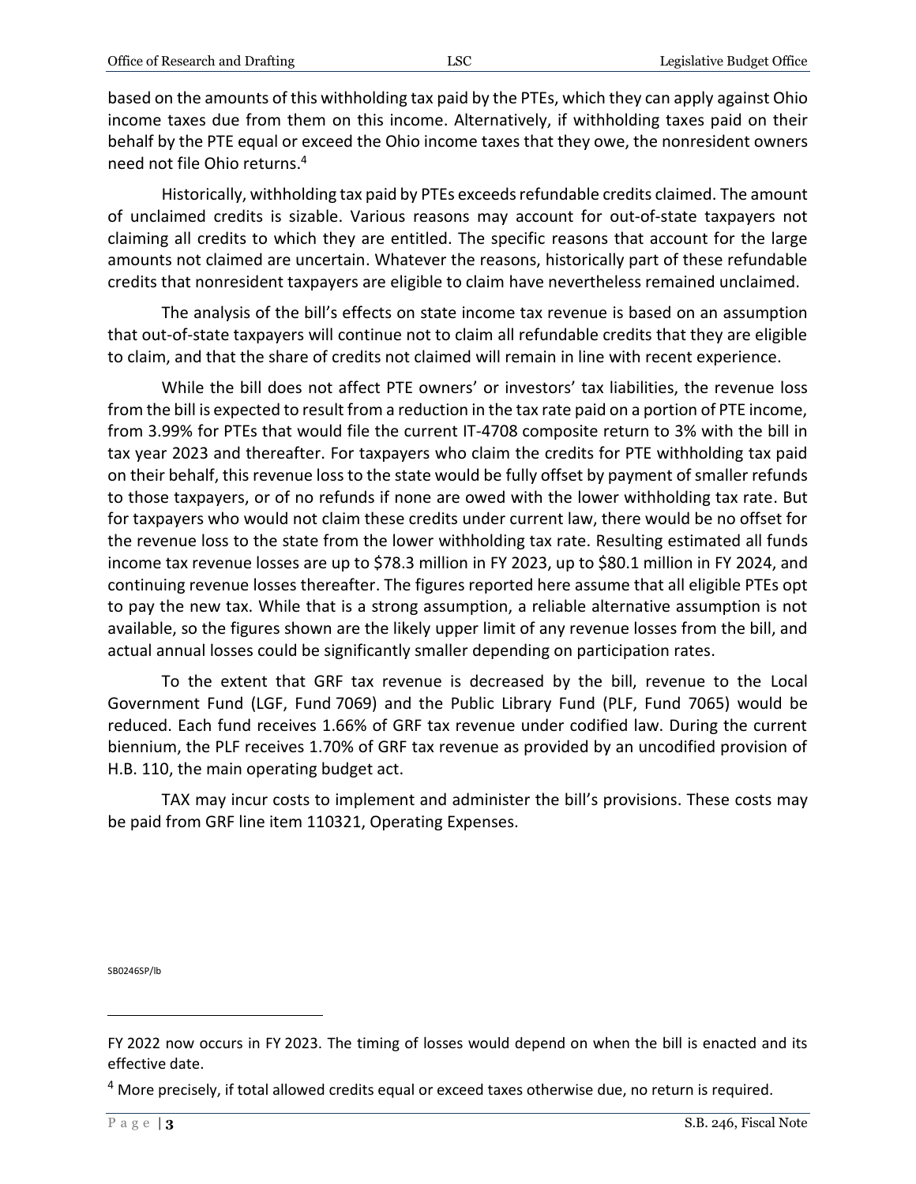based on the amounts of this withholding tax paid by the PTEs, which they can apply against Ohio income taxes due from them on this income. Alternatively, if withholding taxes paid on their behalf by the PTE equal or exceed the Ohio income taxes that they owe, the nonresident owners need not file Ohio returns.[4]

Historically, withholding tax paid by PTEs exceeds refundable credits claimed. The amount of unclaimed credits is sizable. Various reasons may account for out-of-state taxpayers not claiming all credits to which they are entitled. The specific reasons that account for the large amounts not claimed are uncertain. Whatever the reasons, historically part of these refundable credits that nonresident taxpayers are eligible to claim have nevertheless remained unclaimed.

The analysis of the bill's effects on state income tax revenue is based on an assumption that out-of-state taxpayers will continue not to claim all refundable credits that they are eligible to claim, and that the share of credits not claimed will remain in line with recent experience.

While the bill does not affect PTE owners' or investors' tax liabilities, the revenue loss from the bill is expected to result from a reduction in the tax rate paid on a portion of PTE income, from 3.99% for PTEs that would file the current IT-4708 composite return to 3% with the bill in tax year 2023 and thereafter. For taxpayers who claim the credits for PTE withholding tax paid on their behalf, this revenue loss to the state would be fully offset by payment of smaller refunds to those taxpayers, or of no refunds if none are owed with the lower withholding tax rate. But for taxpayers who would not claim these credits under current law, there would be no offset for the revenue loss to the state from the lower withholding tax rate. Resulting estimated all funds income tax revenue losses are up to $78.3 million in FY 2023, up to $80.1 million in FY 2024, and continuing revenue losses thereafter. The figures reported here assume that all eligible PTEs opt to pay the new tax. While that is a strong assumption, a reliable alternative assumption is not available, so the figures shown are the likely upper limit of any revenue losses from the bill, and actual annual losses could be significantly smaller depending on participation rates.

To the extent that GRF tax revenue is decreased by the bill, revenue to the Local Government Fund (LGF, Fund 7069) and the Public Library Fund (PLF, Fund 7065) would be reduced. Each fund receives 1.66% of GRF tax revenue under codified law. During the current biennium, the PLF receives 1.70% of GRF tax revenue as provided by an uncodified provision of H.B. 110, the main operating budget act.

TAX may incur costs to implement and administer the bill's provisions. These costs may be paid from GRF line item 110321, Operating Expenses.

SB0246SP/lb

---

FY 2022 now occurs in FY 2023. The timing of losses would depend on when the bill is enacted and its effective date.

[4] More precisely, if total allowed credits equal or exceed taxes otherwise due, no return is required.